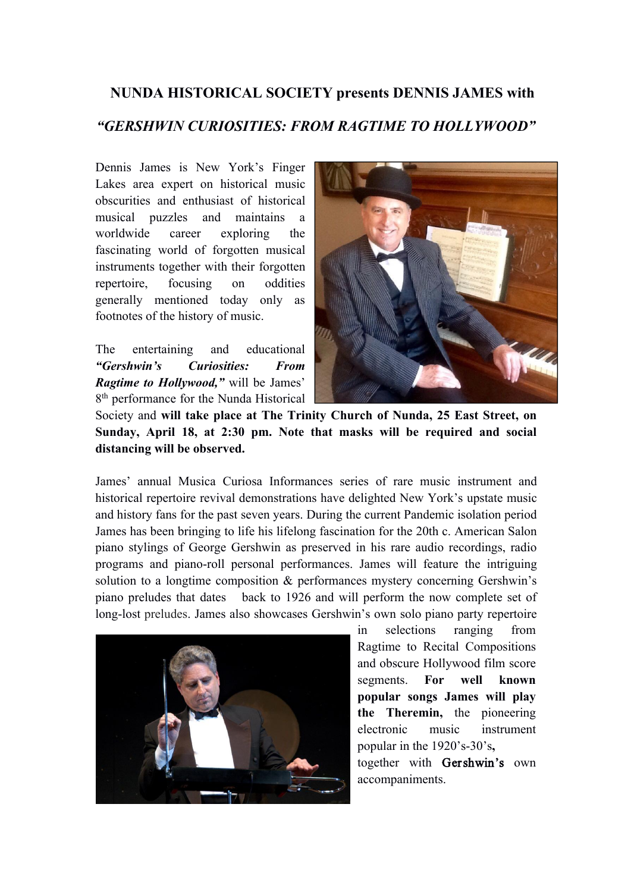# NUNDA HISTORICAL SOCIETY presents DENNIS JAMES with

## *"GERSHWIN CURIOSITIES: FROM RAGTIME TO HOLLYWOOD"*

Dennis James is New York's Finger Lakes area expert on historical music obscurities and enthusiast of historical musical puzzles and maintains a worldwide career exploring the fascinating world of forgotten musical instruments together with their forgotten repertoire, focusing on oddities generally mentioned today only as footnotes of the history of music.

The entertaining and educational ***"Gershwin's Curiosities: From Ragtime to Hollywood,"*** will be James' 8th performance for the Nunda Historical Society and **will take place at The Trinity Church of Nunda, 25 East Street, on Sunday, April 18, at 2:30 pm. Note that masks will be required and social distancing will be observed.**

James' annual Musica Curiosa Informances series of rare music instrument and historical repertoire revival demonstrations have delighted New York's upstate music and history fans for the past seven years. During the current Pandemic isolation period James has been bringing to life his lifelong fascination for the 20th c. American Salon piano stylings of George Gershwin as preserved in his rare audio recordings, radio programs and piano-roll personal performances. James will feature the intriguing solution to a longtime composition & performances mystery concerning Gershwin's piano preludes that dates back to 1926 and will perform the now complete set of long-lost preludes. James also showcases Gershwin's own solo piano party repertoire in selections ranging from Ragtime to Recital Compositions and obscure Hollywood film score segments. **For well known popular songs James will play the Theremin,** the pioneering electronic music instrument popular in the 1920's-30's, together with **Gershwin's** own accompaniments.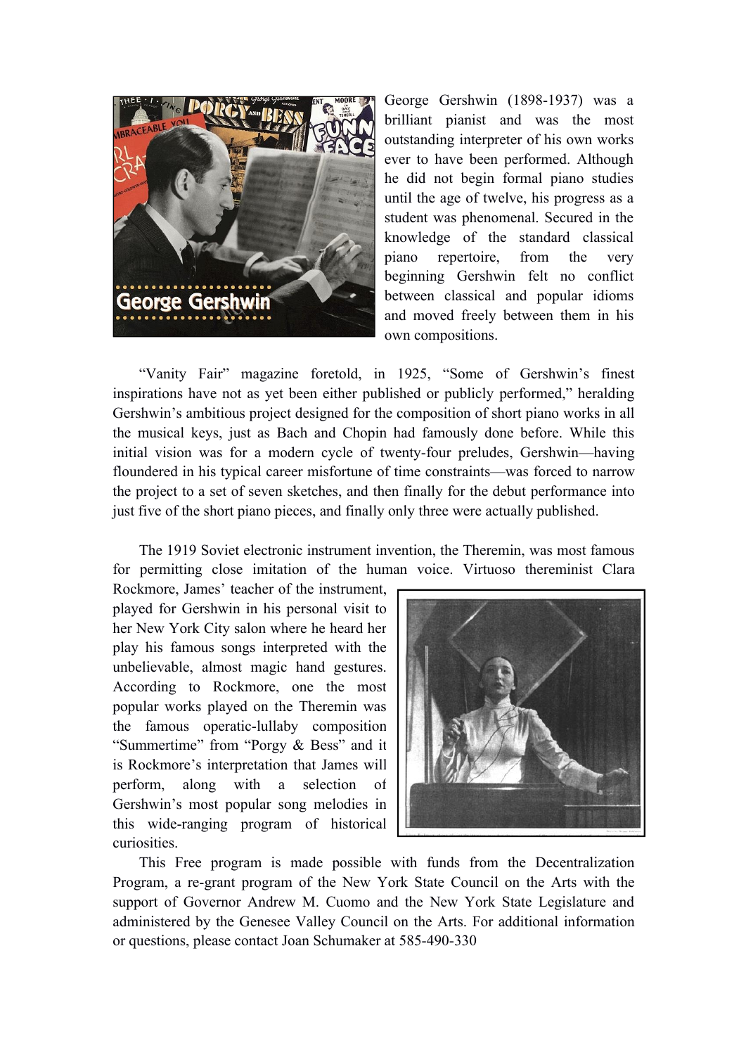George Gershwin (1898-1937) was a brilliant pianist and was the most outstanding interpreter of his own works ever to have been performed. Although he did not begin formal piano studies until the age of twelve, his progress as a student was phenomenal. Secured in the knowledge of the standard classical piano repertoire, from the very beginning Gershwin felt no conflict between classical and popular idioms and moved freely between them in his own compositions.

"Vanity Fair" magazine foretold, in 1925, "Some of Gershwin's finest inspirations have not as yet been either published or publicly performed," heralding Gershwin's ambitious project designed for the composition of short piano works in all the musical keys, just as Bach and Chopin had famously done before. While this initial vision was for a modern cycle of twenty-four preludes, Gershwin—having floundered in his typical career misfortune of time constraints—was forced to narrow the project to a set of seven sketches, and then finally for the debut performance into just five of the short piano pieces, and finally only three were actually published.

The 1919 Soviet electronic instrument invention, the Theremin, was most famous for permitting close imitation of the human voice. Virtuoso thereminist Clara Rockmore, James' teacher of the instrument, played for Gershwin in his personal visit to her New York City salon where he heard her play his famous songs interpreted with the unbelievable, almost magic hand gestures. According to Rockmore, one the most popular works played on the Theremin was the famous operatic-lullaby composition "Summertime" from "Porgy & Bess" and it is Rockmore's interpretation that James will perform, along with a selection of Gershwin's most popular song melodies in this wide-ranging program of historical curiosities.

This Free program is made possible with funds from the Decentralization Program, a re-grant program of the New York State Council on the Arts with the support of Governor Andrew M. Cuomo and the New York State Legislature and administered by the Genesee Valley Council on the Arts. For additional information or questions, please contact Joan Schumaker at 585-490-330